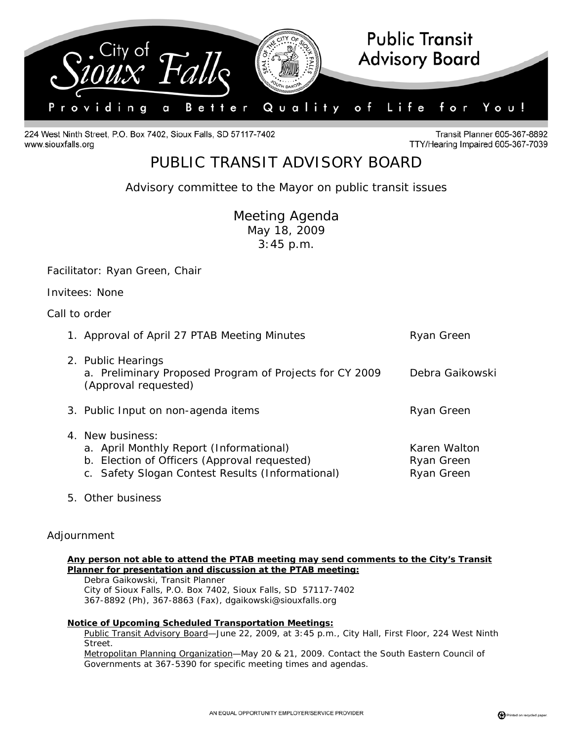City of Sioux Falls

**Public Transit Advisory Board**

Providing a Better Quality of Life for You!

224 West Ninth Street, P.O. Box 7402, Sioux Falls, SD 57117-7402
www.siouxfalls.org

Transit Planner 605-367-8892
TTY/Hearing Impaired 605-367-7039

# PUBLIC TRANSIT ADVISORY BOARD

Advisory committee to the Mayor on public transit issues

## Meeting Agenda

May 18, 2009
3:45 p.m.

Facilitator: Ryan Green, Chair

Invitees: None

Call to order

1. Approval of April 27 PTAB Meeting Minutes — Ryan Green
2. Public Hearings
   a. Preliminary Proposed Program of Projects for CY 2009 (Approval requested) — Debra Gaikowski
3. Public Input on non-agenda items — Ryan Green
4. New business:
   a. April Monthly Report (Informational) — Karen Walton
   b. Election of Officers (Approval requested) — Ryan Green
   c. Safety Slogan Contest Results (Informational) — Ryan Green
5. Other business

Adjournment

**Any person not able to attend the PTAB meeting may send comments to the City's Transit Planner for presentation and discussion at the PTAB meeting:**

Debra Gaikowski, Transit Planner
City of Sioux Falls, P.O. Box 7402, Sioux Falls, SD 57117-7402
367-8892 (Ph), 367-8863 (Fax), dgaikowski@siouxfalls.org

**Notice of Upcoming Scheduled Transportation Meetings:**

Public Transit Advisory Board—June 22, 2009, at 3:45 p.m., City Hall, First Floor, 224 West Ninth Street.

Metropolitan Planning Organization—May 20 & 21, 2009. Contact the South Eastern Council of Governments at 367-5390 for specific meeting times and agendas.

AN EQUAL OPPORTUNITY EMPLOYER/SERVICE PROVIDER

Printed on recycled paper.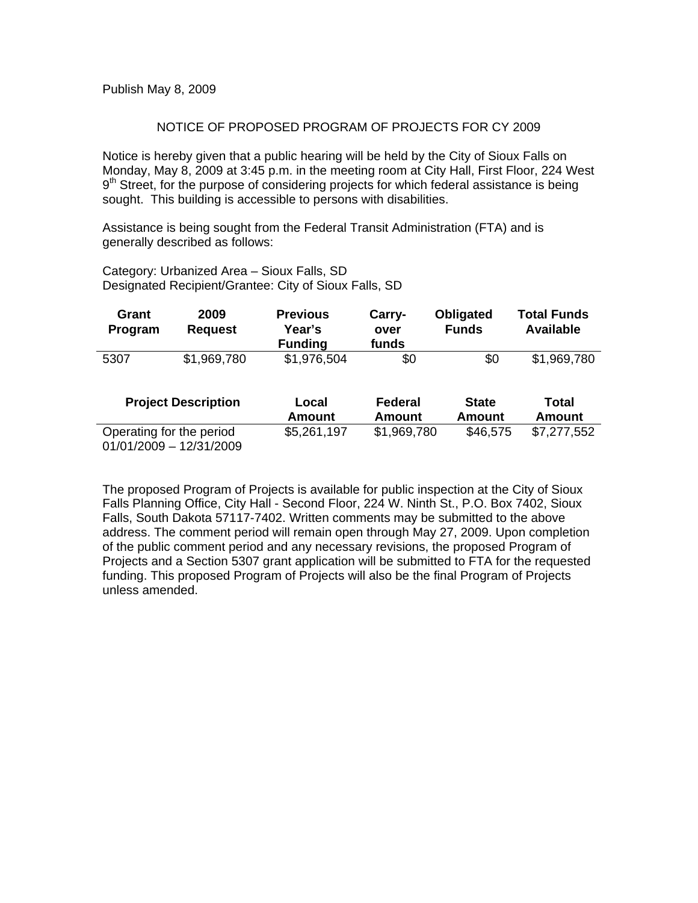Publish May 8, 2009

NOTICE OF PROPOSED PROGRAM OF PROJECTS FOR CY 2009

Notice is hereby given that a public hearing will be held by the City of Sioux Falls on Monday, May 8, 2009 at 3:45 p.m. in the meeting room at City Hall, First Floor, 224 West 9th Street, for the purpose of considering projects for which federal assistance is being sought. This building is accessible to persons with disabilities.

Assistance is being sought from the Federal Transit Administration (FTA) and is generally described as follows:

Category: Urbanized Area – Sioux Falls, SD
Designated Recipient/Grantee: City of Sioux Falls, SD

| Grant Program | 2009 Request | Previous Year's Funding | Carry-over funds | Obligated Funds | Total Funds Available |
|---|---|---|---|---|---|
| 5307 | $1,969,780 | $1,976,504 | $0 | $0 | $1,969,780 |

| Project Description | Local Amount | Federal Amount | State Amount | Total Amount |
|---|---|---|---|---|
| Operating for the period 01/01/2009 – 12/31/2009 | $5,261,197 | $1,969,780 | $46,575 | $7,277,552 |

The proposed Program of Projects is available for public inspection at the City of Sioux Falls Planning Office, City Hall - Second Floor, 224 W. Ninth St., P.O. Box 7402, Sioux Falls, South Dakota 57117-7402. Written comments may be submitted to the above address. The comment period will remain open through May 27, 2009. Upon completion of the public comment period and any necessary revisions, the proposed Program of Projects and a Section 5307 grant application will be submitted to FTA for the requested funding. This proposed Program of Projects will also be the final Program of Projects unless amended.